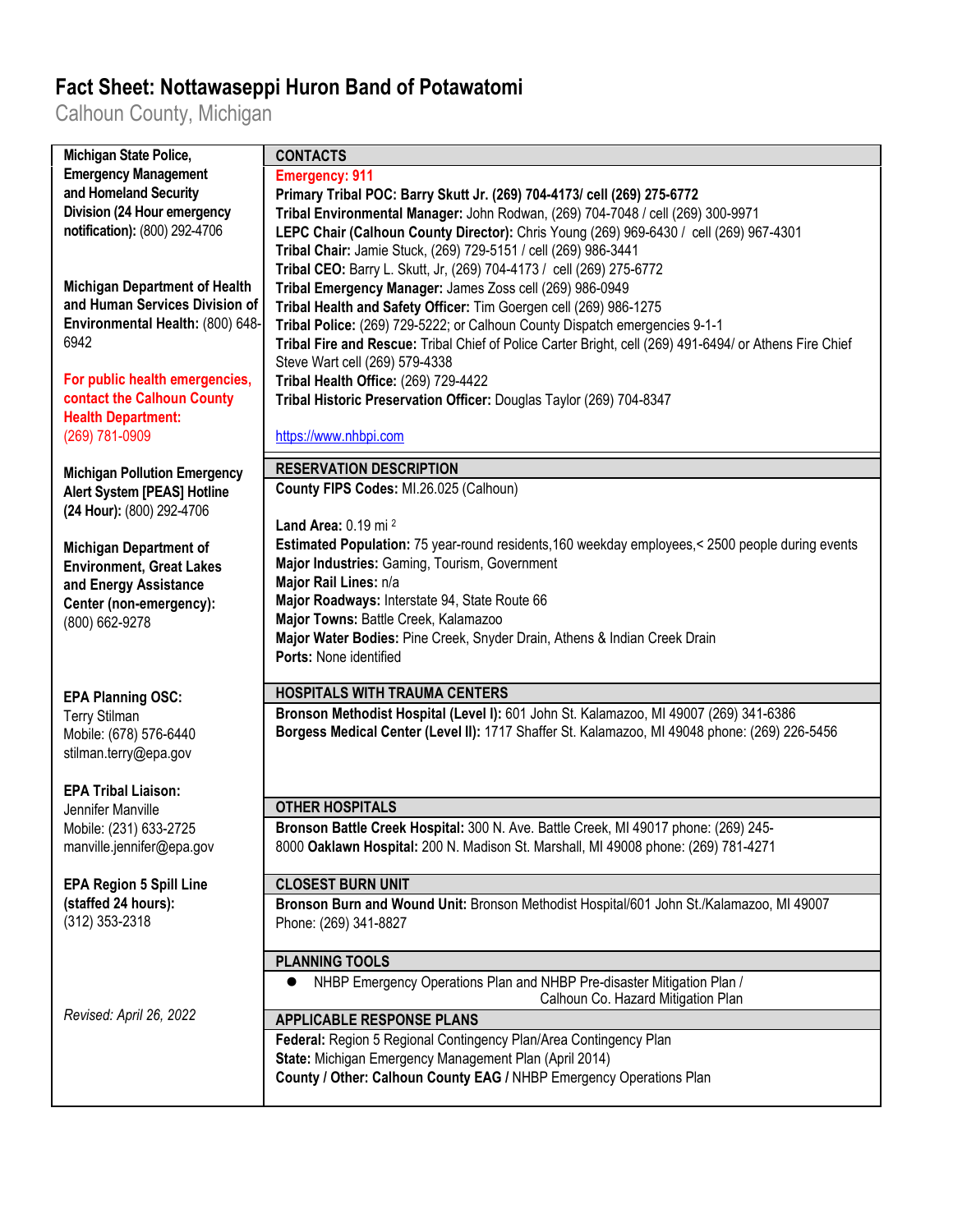# Fact Sheet: Nottawaseppi Huron Band of Potawatomi

Calhoun County, Michigan

**Michigan State Police, Emergency Management and Homeland Security Division (24 Hour emergency notification):** (800) 292-4706

**Michigan Department of Health and Human Services Division of Environmental Health:** (800) 648-6942

**For public health emergencies, contact the Calhoun County Health Department:** (269) 781-0909

**Michigan Pollution Emergency Alert System [PEAS] Hotline (24 Hour):** (800) 292-4706

**Michigan Department of Environment, Great Lakes and Energy Assistance Center (non-emergency):** (800) 662-9278

**EPA Planning OSC:**
Terry Stilman
Mobile: (678) 576-6440
stilman.terry@epa.gov

**EPA Tribal Liaison:**
Jennifer Manville
Mobile: (231) 633-2725
manville.jennifer@epa.gov

**EPA Region 5 Spill Line (staffed 24 hours):**
(312) 353-2318

*Revised: April 26, 2022*

## CONTACTS

**Emergency: 911**
**Primary Tribal POC: Barry Skutt Jr. (269) 704-4173/ cell (269) 275-6772**
**Tribal Environmental Manager:** John Rodwan, (269) 704-7048 / cell (269) 300-9971
**LEPC Chair (Calhoun County Director):** Chris Young (269) 969-6430 / cell (269) 967-4301
**Tribal Chair:** Jamie Stuck, (269) 729-5151 / cell (269) 986-3441
**Tribal CEO:** Barry L. Skutt, Jr, (269) 704-4173 / cell (269) 275-6772
**Tribal Emergency Manager:** James Zoss cell (269) 986-0949
**Tribal Health and Safety Officer:** Tim Goergen cell (269) 986-1275
**Tribal Police:** (269) 729-5222; or Calhoun County Dispatch emergencies 9-1-1
**Tribal Fire and Rescue:** Tribal Chief of Police Carter Bright, cell (269) 491-6494/ or Athens Fire Chief Steve Wart cell (269) 579-4338
**Tribal Health Office:** (269) 729-4422
**Tribal Historic Preservation Officer:** Douglas Taylor (269) 704-8347

https://www.nhbpi.com

## RESERVATION DESCRIPTION

**County FIPS Codes:** MI.26.025 (Calhoun)

**Land Area:** 0.19 mi $^2$
**Estimated Population:** 75 year-round residents,160 weekday employees,< 2500 people during events
**Major Industries:** Gaming, Tourism, Government
**Major Rail Lines:** n/a
**Major Roadways:** Interstate 94, State Route 66
**Major Towns:** Battle Creek, Kalamazoo
**Major Water Bodies:** Pine Creek, Snyder Drain, Athens & Indian Creek Drain
**Ports:** None identified

## HOSPITALS WITH TRAUMA CENTERS

**Bronson Methodist Hospital (Level I):** 601 John St. Kalamazoo, MI 49007 (269) 341-6386
**Borgess Medical Center (Level II):** 1717 Shaffer St. Kalamazoo, MI 49048 phone: (269) 226-5456

## OTHER HOSPITALS

**Bronson Battle Creek Hospital:** 300 N. Ave. Battle Creek, MI 49017 phone: (269) 245-8000
**Oaklawn Hospital:** 200 N. Madison St. Marshall, MI 49008 phone: (269) 781-4271

## CLOSEST BURN UNIT

**Bronson Burn and Wound Unit:** Bronson Methodist Hospital/601 John St./Kalamazoo, MI 49007
Phone: (269) 341-8827

## PLANNING TOOLS

- NHBP Emergency Operations Plan and NHBP Pre-disaster Mitigation Plan / Calhoun Co. Hazard Mitigation Plan

## APPLICABLE RESPONSE PLANS

**Federal:** Region 5 Regional Contingency Plan/Area Contingency Plan
**State:** Michigan Emergency Management Plan (April 2014)
**County / Other: Calhoun County EAG /** NHBP Emergency Operations Plan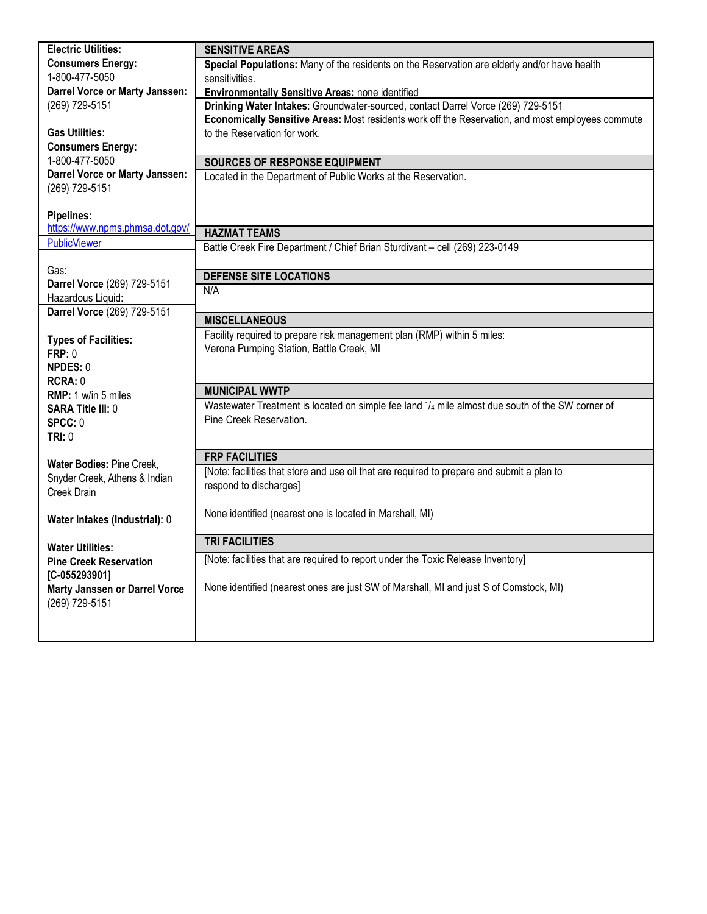| | |
|---|---|
| **Electric Utilities:**<br>**Consumers Energy:**<br>1-800-477-5050<br>**Darrel Vorce or Marty Janssen:**<br>(269) 729-5151<br><br>**Gas Utilities:**<br>**Consumers Energy:**<br>1-800-477-5050<br>**Darrel Vorce or Marty Janssen:**<br>(269) 729-5151<br><br>**Pipelines:**<br>https://www.npms.phmsa.dot.gov/PublicViewer<br><br>Gas:<br>**Darrel Vorce** (269) 729-5151<br>Hazardous Liquid:<br>**Darrel Vorce** (269) 729-5151<br><br>**Types of Facilities:**<br>**FRP:** 0<br>**NPDES:** 0<br>**RCRA:** 0<br>**RMP:** 1 w/in 5 miles<br>**SARA Title III:** 0<br>**SPCC:** 0<br>**TRI:** 0<br><br>**Water Bodies:** Pine Creek, Snyder Creek, Athens & Indian Creek Drain<br><br>**Water Intakes (Industrial):** 0<br><br>**Water Utilities:**<br>**Pine Creek Reservation [C-055293901]**<br>**Marty Janssen or Darrel Vorce**<br>(269) 729-5151 | **SENSITIVE AREAS**<br>**Special Populations:** Many of the residents on the Reservation are elderly and/or have health sensitivities.<br>**Environmentally Sensitive Areas:** none identified<br>**Drinking Water Intakes**: Groundwater-sourced, contact Darrel Vorce (269) 729-5151<br>**Economically Sensitive Areas:** Most residents work off the Reservation, and most employees commute to the Reservation for work.<br><br>**SOURCES OF RESPONSE EQUIPMENT**<br>Located in the Department of Public Works at the Reservation.<br><br>**HAZMAT TEAMS**<br>Battle Creek Fire Department / Chief Brian Sturdivant – cell (269) 223-0149<br><br>**DEFENSE SITE LOCATIONS**<br>N/A<br><br>**MISCELLANEOUS**<br>Facility required to prepare risk management plan (RMP) within 5 miles:<br>Verona Pumping Station, Battle Creek, MI<br><br>**MUNICIPAL WWTP**<br>Wastewater Treatment is located on simple fee land 1/4 mile almost due south of the SW corner of Pine Creek Reservation.<br><br>**FRP FACILITIES**<br>[Note: facilities that store and use oil that are required to prepare and submit a plan to respond to discharges]<br><br>None identified (nearest one is located in Marshall, MI)<br><br>**TRI FACILITIES**<br>[Note: facilities that are required to report under the Toxic Release Inventory]<br><br>None identified (nearest ones are just SW of Marshall, MI and just S of Comstock, MI) |